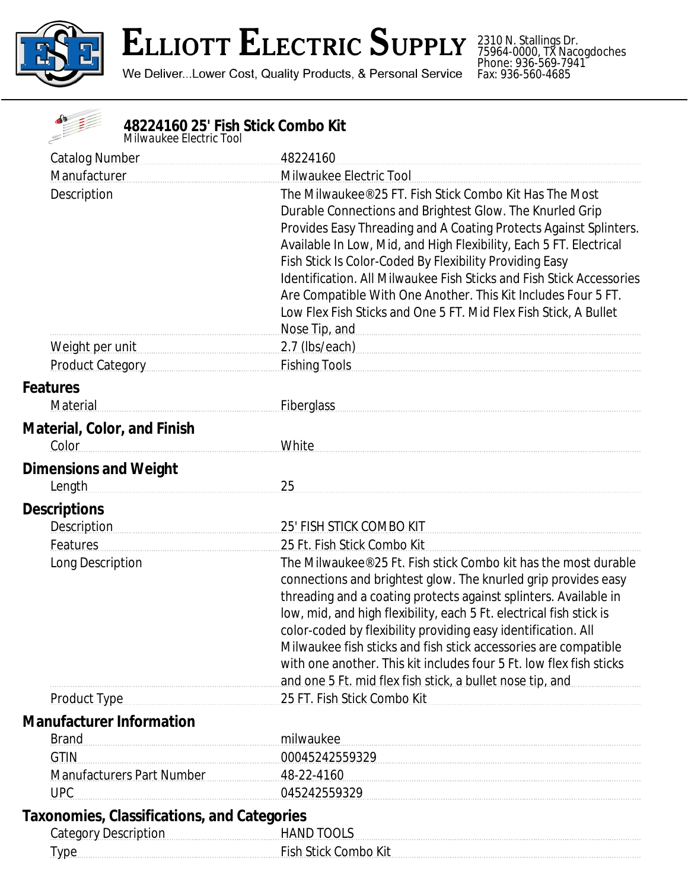# Elliott Electric Supply

We Deliver...Lower Cost, Quality Products, & Personal Service

2310 N. Stallings Dr.
75964-0000, TX Nacogdoches
Phone: 936-569-7941
Fax: 936-560-4685

## 48224160 25' Fish Stick Combo Kit

*Milwaukee Electric Tool*

| | |
|---|---|
| Catalog Number | 48224160 |
| Manufacturer | Milwaukee Electric Tool |
| Description | The Milwaukee®25 FT. Fish Stick Combo Kit Has The Most Durable Connections and Brightest Glow. The Knurled Grip Provides Easy Threading and A Coating Protects Against Splinters. Available In Low, Mid, and High Flexibility, Each 5 FT. Electrical Fish Stick Is Color-Coded By Flexibility Providing Easy Identification. All Milwaukee Fish Sticks and Fish Stick Accessories Are Compatible With One Another. This Kit Includes Four 5 FT. Low Flex Fish Sticks and One 5 FT. Mid Flex Fish Stick, A Bullet Nose Tip, and |
| Weight per unit | 2.7 (lbs/each) |
| Product Category | Fishing Tools |

### Features

| | |
|---|---|
| Material | Fiberglass |

### Material, Color, and Finish

| | |
|---|---|
| Color | White |

### Dimensions and Weight

| | |
|---|---|
| Length | 25 |

### Descriptions

| | |
|---|---|
| Description | 25' FISH STICK COMBO KIT |
| Features | 25 Ft. Fish Stick Combo Kit |
| Long Description | The Milwaukee®25 Ft. Fish stick Combo kit has the most durable connections and brightest glow. The knurled grip provides easy threading and a coating protects against splinters. Available in low, mid, and high flexibility, each 5 Ft. electrical fish stick is color-coded by flexibility providing easy identification. All Milwaukee fish sticks and fish stick accessories are compatible with one another. This kit includes four 5 Ft. low flex fish sticks and one 5 Ft. mid flex fish stick, a bullet nose tip, and |
| Product Type | 25 FT. Fish Stick Combo Kit |

### Manufacturer Information

| | |
|---|---|
| Brand | milwaukee |
| GTIN | 00045242559329 |
| Manufacturers Part Number | 48-22-4160 |
| UPC | 045242559329 |

### Taxonomies, Classifications, and Categories

| | |
|---|---|
| Category Description | HAND TOOLS |
| Type | Fish Stick Combo Kit |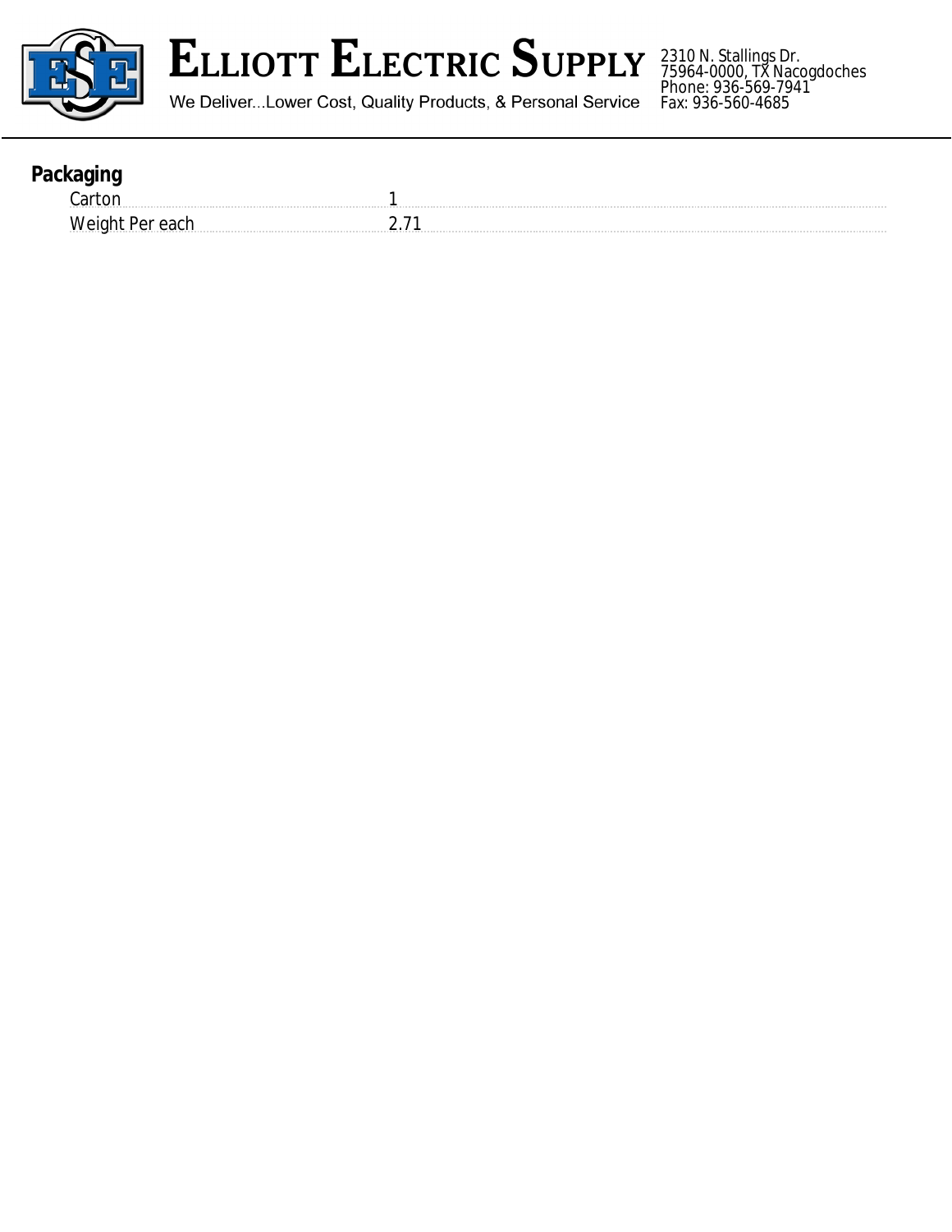## Packaging

| | |
|---|---|
| Carton | 1 |
| Weight Per each | 2.71 |